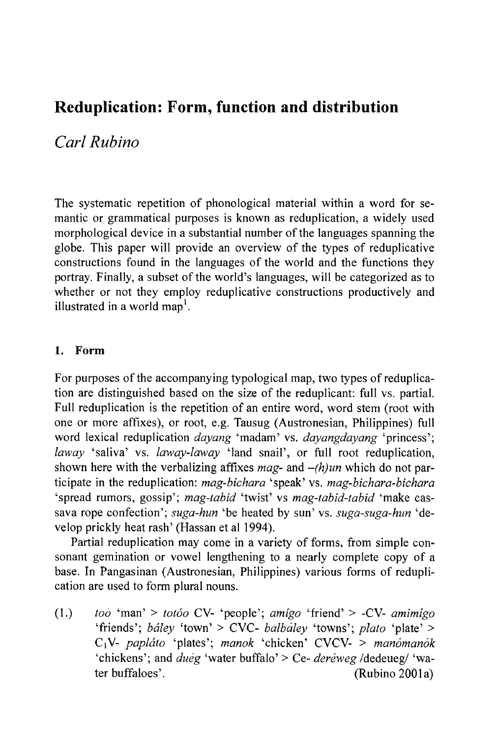# Reduplication: Form, function and distribution

*Carl Rubino*

The systematic repetition of phonological material within a word for semantic or grammatical purposes is known as reduplication, a widely used morphological device in a substantial number of the languages spanning the globe. This paper will provide an overview of the types of reduplicative constructions found in the languages of the world and the functions they portray. Finally, a subset of the world's languages, will be categorized as to whether or not they employ reduplicative constructions productively and illustrated in a world map[1].

## 1. Form

For purposes of the accompanying typological map, two types of reduplication are distinguished based on the size of the reduplicant: full vs. partial. Full reduplication is the repetition of an entire word, word stem (root with one or more affixes), or root, e.g. Tausug (Austronesian, Philippines) full word lexical reduplication *dayang* 'madam' vs. *dayangdayang* 'princess'; *laway* 'saliva' vs. *laway-laway* 'land snail', or full root reduplication, shown here with the verbalizing affixes *mag-* and *–(h)un* which do not participate in the reduplication: *mag-bichara* 'speak' vs. *mag-bichara-bichara* 'spread rumors, gossip'; *mag-tabid* 'twist' vs *mag-tabid-tabid* 'make cassava rope confection'; *suga-hun* 'be heated by sun' vs. *suga-suga-hun* 'develop prickly heat rash' (Hassan et al 1994).

Partial reduplication may come in a variety of forms, from simple consonant gemination or vowel lengthening to a nearly complete copy of a base. In Pangasinan (Austronesian, Philippines) various forms of reduplication are used to form plural nouns.

(1.) *toò* 'man' > *totóo* CV- 'people'; *amígo* 'friend' > -CV- *amimígo* 'friends'; *báley* 'town' > CVC- *balbáley* 'towns'; *plato* 'plate' > $C_1$V- *papláto* 'plates'; *manok* 'chicken' CVCV- > *manómanòk* 'chickens'; and *duég* 'water buffalo' > Ce- *derèweg* /dedeueg/ 'water buffaloes'. (Rubino 2001a)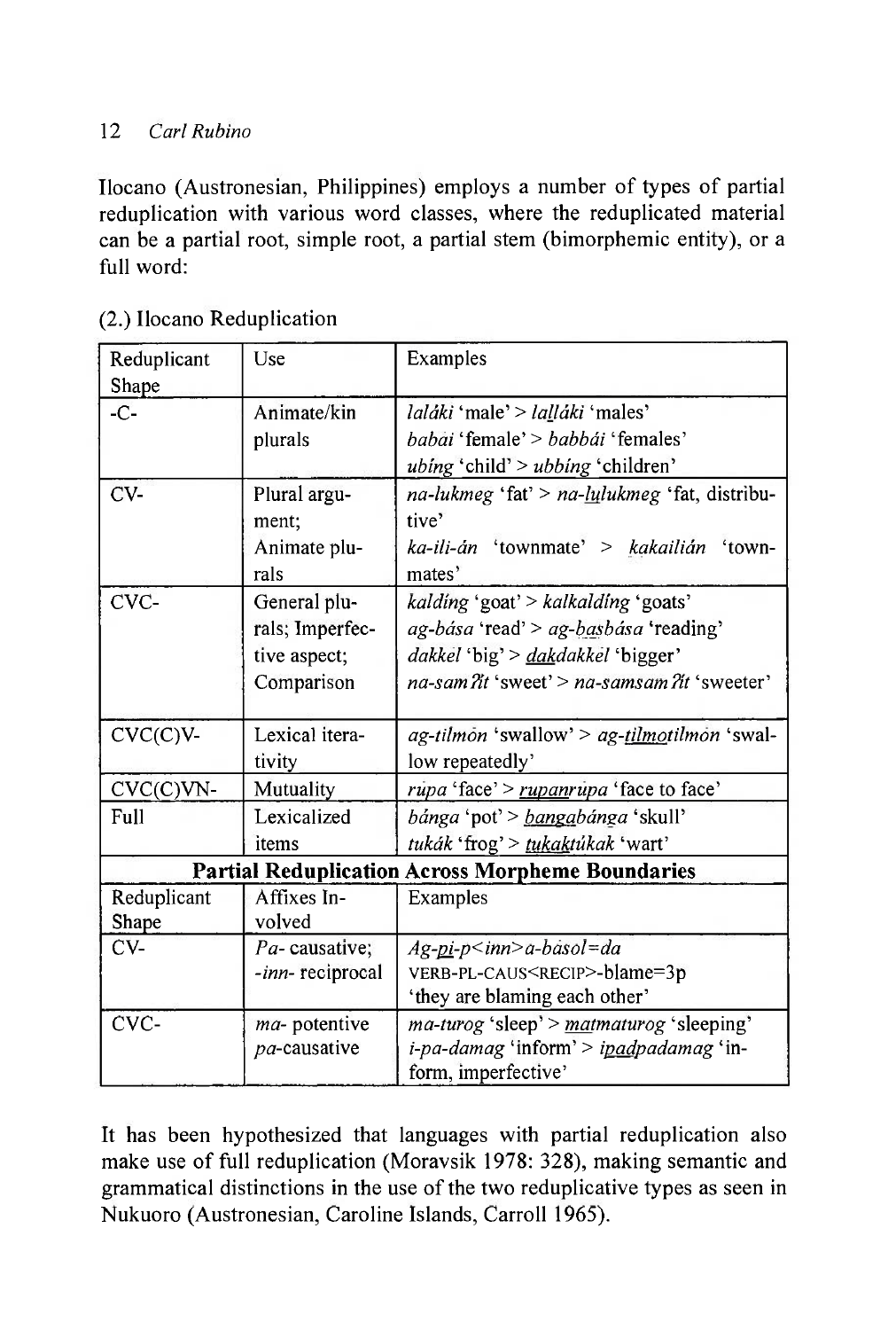Ilocano (Austronesian, Philippines) employs a number of types of partial reduplication with various word classes, where the reduplicated material can be a partial root, simple root, a partial stem (bimorphemic entity), or a full word:

(2.) Ilocano Reduplication

| Reduplicant Shape | Use | Examples |
|---|---|---|
| -C- | Animate/kin plurals | *laláki* 'male' > *lalláki* 'males'<br>*babai* 'female' > *babbái* 'females'<br>*ubíng* 'child' > *ubbíng* 'children' |
| CV- | Plural argument;<br>Animate plurals | *na-lukmeg* 'fat' > *na-lulukmeg* 'fat, distributive'<br>*ka-ili-án* 'townmate' > *kakailián* 'townmates' |
| CVC- | General plurals; Imperfective aspect;<br>Comparison | *kaldíng* 'goat' > *kalkaldíng* 'goats'<br>*ag-bása* 'read' > *ag-basbása* 'reading'<br>*dakkel* 'big' > *dakdakkel* 'bigger'<br>*na-samʔit* 'sweet' > *na-samsamʔit* 'sweeter' |
| CVC(C)V- | Lexical iterativity | *ag-tilmon* 'swallow' > *ag-tilmotilmon* 'swallow repeatedly' |
| CVC(C)VN- | Mutuality | *rupa* 'face' > *rupanrupa* 'face to face' |
| Full | Lexicalized items | *bánga* 'pot' > *bangabánga* 'skull'<br>*tukák* 'frog' > *tukaktúkak* 'wart' |
| **Partial Reduplication Across Morpheme Boundaries** | | |
| Reduplicant Shape | Affixes Involved | Examples |
| CV- | *Pa-* causative;<br>*-inn-* reciprocal | *Ag-pi-p<inn>a-básol=da*<br>VERB-PL-CAUS<RECIP>-blame=3p<br>'they are blaming each other' |
| CVC- | *ma-* potentive<br>*pa*-causative | *ma-turog* 'sleep' > *matmaturog* 'sleeping'<br>*i-pa-damag* 'inform' > *ipadpadamag* 'inform, imperfective' |

It has been hypothesized that languages with partial reduplication also make use of full reduplication (Moravsik 1978: 328), making semantic and grammatical distinctions in the use of the two reduplicative types as seen in Nukuoro (Austronesian, Caroline Islands, Carroll 1965).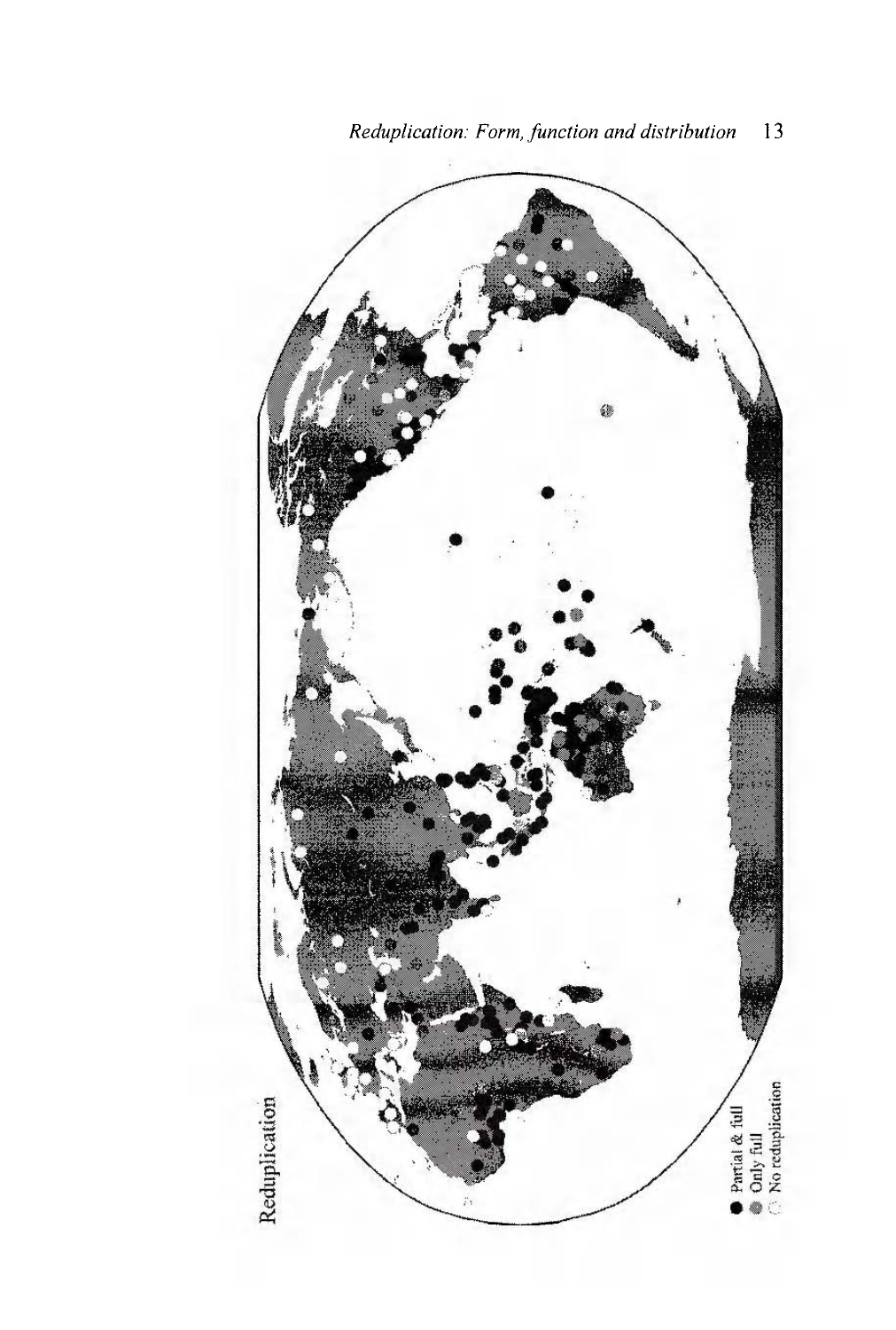Reduplication

● Partial & full
● Only full
○ No reduplication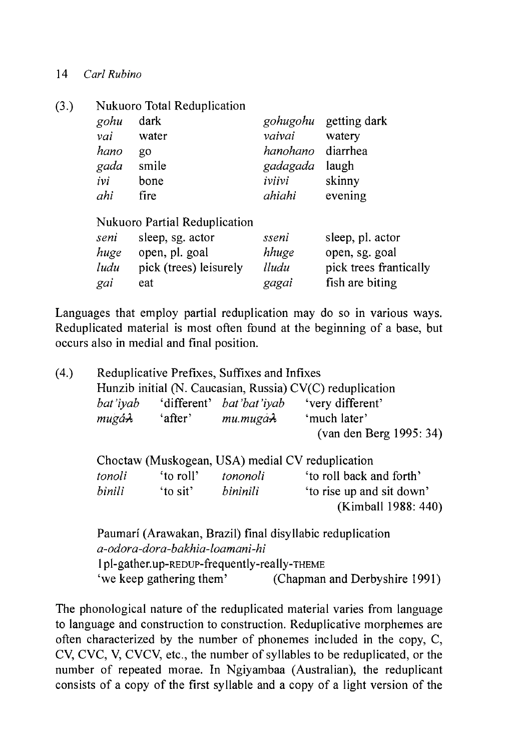(3.) Nukuoro Total Reduplication

| | | | |
|---|---|---|---|
| *gohu* | dark | *gohugohu* | getting dark |
| *vai* | water | *vaivai* | watery |
| *hano* | go | *hanohano* | diarrhea |
| *gada* | smile | *gadagada* | laugh |
| *ivi* | bone | *iviivi* | skinny |
| *ahi* | fire | *ahiahi* | evening |

Nukuoro Partial Reduplication

| | | | |
|---|---|---|---|
| *seni* | sleep, sg. actor | *sseni* | sleep, pl. actor |
| *huge* | open, pl. goal | *hhuge* | open, sg. goal |
| *ludu* | pick (trees) leisurely | *lludu* | pick trees frantically |
| *gai* | eat | *gagai* | fish are biting |

Languages that employ partial reduplication may do so in various ways. Reduplicated material is most often found at the beginning of a base, but occurs also in medial and final position.

(4.) Reduplicative Prefixes, Suffixes and Infixes

Hunzib initial (N. Caucasian, Russia) CV(C) reduplication

| | | | |
|---|---|---|---|
| *bat'iyab* | 'different' | *bat'bat'iyab* | 'very different' |
| *mugáƛ* | 'after' | *mu.mugaƛ* | 'much later' |

(van den Berg 1995: 34)

Choctaw (Muskogean, USA) medial CV reduplication

| | | | |
|---|---|---|---|
| *tonoli* | 'to roll' | *tononoli* | 'to roll back and forth' |
| *binili* | 'to sit' | *bininili* | 'to rise up and sit down' |

(Kimball 1988: 440)

Paumarí (Arawakan, Brazil) final disyllabic reduplication

*a-odora-dora-bakhia-loamani-hi*

1pl-gather.up-REDUP-frequently-really-THEME

'we keep gathering them' (Chapman and Derbyshire 1991)

The phonological nature of the reduplicated material varies from language to language and construction to construction. Reduplicative morphemes are often characterized by the number of phonemes included in the copy, C, CV, CVC, V, CVCV, etc., the number of syllables to be reduplicated, or the number of repeated morae. In Ngiyambaa (Australian), the reduplicant consists of a copy of the first syllable and a copy of a light version of the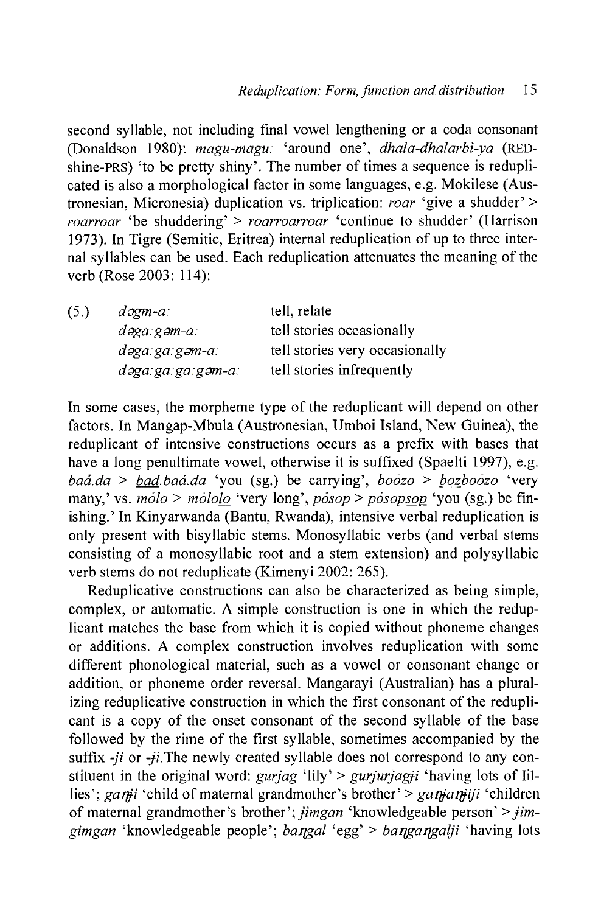second syllable, not including final vowel lengthening or a coda consonant (Donaldson 1980): *magu-magu:* 'around one', *dhala-dhalarbi-ya* (RED-shine-PRS) 'to be pretty shiny'. The number of times a sequence is reduplicated is also a morphological factor in some languages, e.g. Mokilese (Austronesian, Micronesia) duplication vs. triplication: *roar* 'give a shudder' > *roarroar* 'be shuddering' > *roarroarroar* 'continue to shudder' (Harrison 1973). In Tigre (Semitic, Eritrea) internal reduplication of up to three internal syllables can be used. Each reduplication attenuates the meaning of the verb (Rose 2003: 114):

| (5.) | *dəgm-a:* | tell, relate |
|---|---|---|
| | *dəga:gəm-a:* | tell stories occasionally |
| | *dəga:ga:gəm-a:* | tell stories very occasionally |
| | *dəga:ga:ga:gəm-a:* | tell stories infrequently |

In some cases, the morpheme type of the reduplicant will depend on other factors. In Mangap-Mbula (Austronesian, Umboi Island, New Guinea), the reduplicant of intensive constructions occurs as a prefix with bases that have a long penultimate vowel, otherwise it is suffixed (Spaelti 1997), e.g. *baá.da* > *bad.baá.da* 'you (sg.) be carrying', *boózo* > *bozboózo* 'very many,' vs. *mólo* > *mólolo* 'very long', *pósop* > *pósopsop* 'you (sg.) be finishing.' In Kinyarwanda (Bantu, Rwanda), intensive verbal reduplication is only present with bisyllabic stems. Monosyllabic verbs (and verbal stems consisting of a monosyllabic root and a stem extension) and polysyllabic verb stems do not reduplicate (Kimenyi 2002: 265).

Reduplicative constructions can also be characterized as being simple, complex, or automatic. A simple construction is one in which the reduplicant matches the base from which it is copied without phoneme changes or additions. A complex construction involves reduplication with some different phonological material, such as a vowel or consonant change or addition, or phoneme order reversal. Mangarayi (Australian) has a pluralizing reduplicative construction in which the first consonant of the reduplicant is a copy of the onset consonant of the second syllable of the base followed by the rime of the first syllable, sometimes accompanied by the suffix *-ji* or *-ɟi*. The newly created syllable does not correspond to any constituent in the original word: *gurjag* 'lily' > *gurjurjagɟi* 'having lots of lillies'; *gaŋɟi* 'child of maternal grandmother's brother' > *gaŋɟaŋɟiji* 'children of maternal grandmother's brother'; *ɟimgan* 'knowledgeable person' > *ɟimgimgan* 'knowledgeable people'; *baŋgal* 'egg' > *baŋgaŋgalji* 'having lots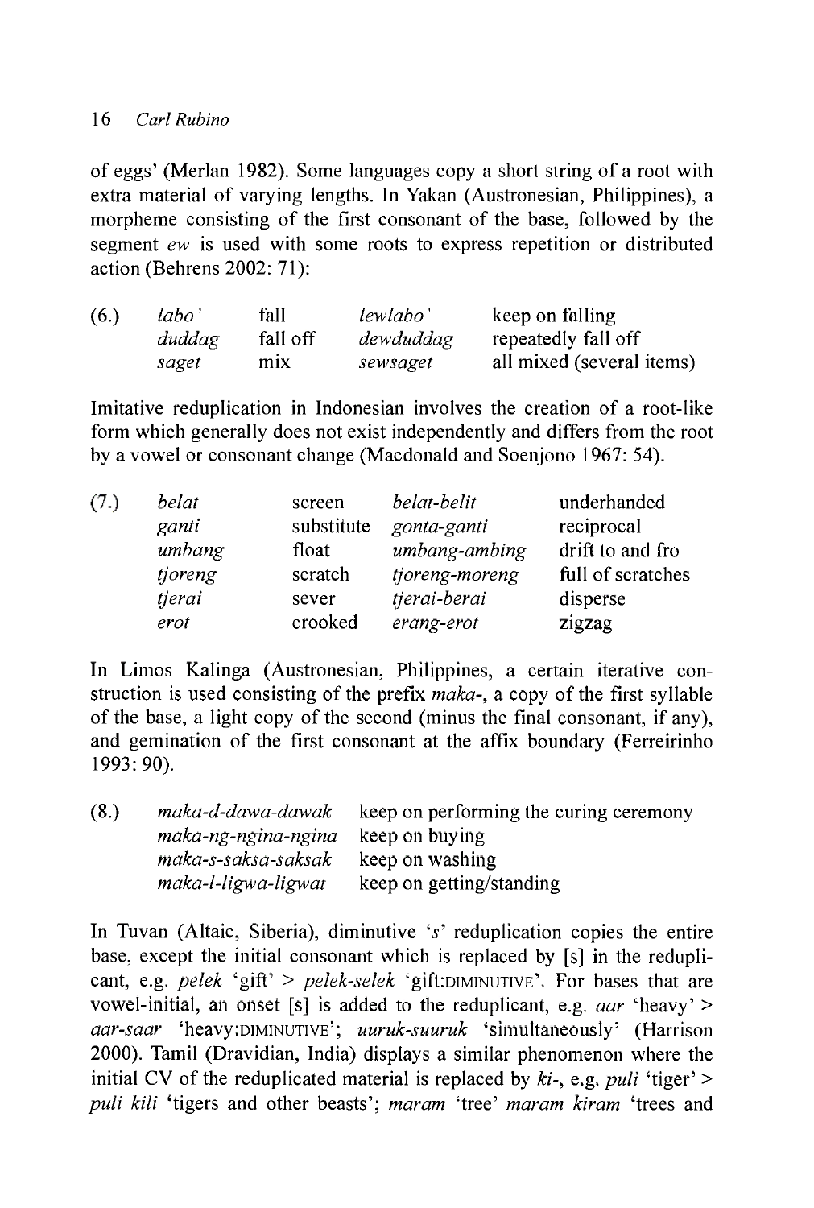of eggs' (Merlan 1982). Some languages copy a short string of a root with extra material of varying lengths. In Yakan (Austronesian, Philippines), a morpheme consisting of the first consonant of the base, followed by the segment *ew* is used with some roots to express repetition or distributed action (Behrens 2002: 71):

| (6.) | *labo'* | fall | *lewlabo'* | keep on falling |
|---|---|---|---|---|
| | *duddag* | fall off | *dewduddag* | repeatedly fall off |
| | *saget* | mix | *sewsaget* | all mixed (several items) |

Imitative reduplication in Indonesian involves the creation of a root-like form which generally does not exist independently and differs from the root by a vowel or consonant change (Macdonald and Soenjono 1967: 54).

| (7.) | *belat* | screen | *belat-belit* | underhanded |
|---|---|---|---|---|
| | *ganti* | substitute | *gonta-ganti* | reciprocal |
| | *umbang* | float | *umbang-ambing* | drift to and fro |
| | *tjoreng* | scratch | *tjoreng-moreng* | full of scratches |
| | *tjerai* | sever | *tjerai-berai* | disperse |
| | *erot* | crooked | *erang-erot* | zigzag |

In Limos Kalinga (Austronesian, Philippines, a certain iterative construction is used consisting of the prefix *maka-*, a copy of the first syllable of the base, a light copy of the second (minus the final consonant, if any), and gemination of the first consonant at the affix boundary (Ferreirinho 1993: 90).

| (8.) | *maka-d-dawa-dawak* | keep on performing the curing ceremony |
|---|---|---|
| | *maka-ng-ngina-ngina* | keep on buying |
| | *maka-s-saksa-saksak* | keep on washing |
| | *maka-l-ligwa-ligwat* | keep on getting/standing |

In Tuvan (Altaic, Siberia), diminutive '*s*' reduplication copies the entire base, except the initial consonant which is replaced by [s] in the reduplicant, e.g. *pelek* 'gift' > *pelek-selek* 'gift:DIMINUTIVE'. For bases that are vowel-initial, an onset [s] is added to the reduplicant, e.g. *aar* 'heavy' > *aar-saar* 'heavy:DIMINUTIVE'; *uuruk-suuruk* 'simultaneously' (Harrison 2000). Tamil (Dravidian, India) displays a similar phenomenon where the initial CV of the reduplicated material is replaced by *ki-*, e.g. *puli* 'tiger' > *puli kili* 'tigers and other beasts'; *maram* 'tree' *maram kiram* 'trees and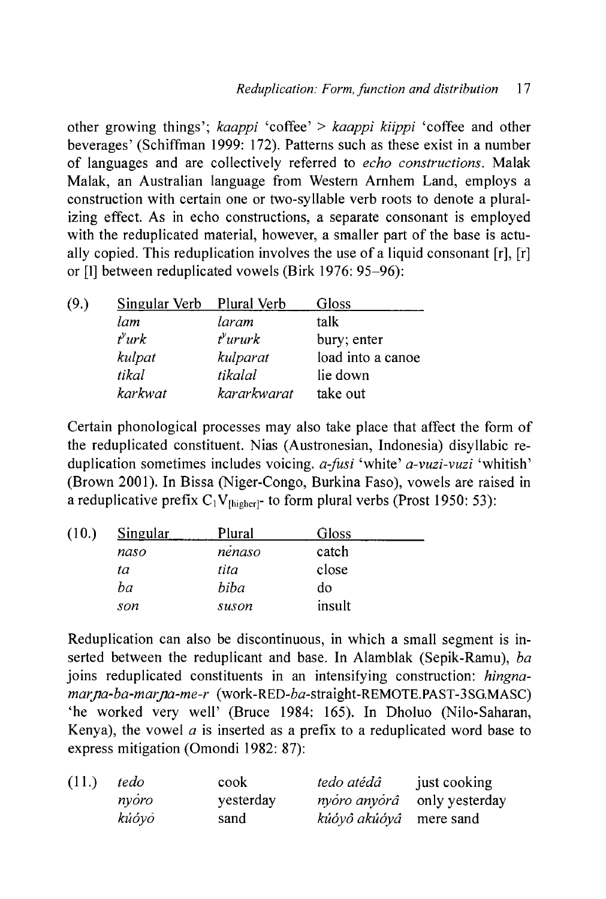other growing things'; *kaappi* 'coffee' > *kaappi kiippi* 'coffee and other beverages' (Schiffman 1999: 172). Patterns such as these exist in a number of languages and are collectively referred to *echo constructions*. Malak Malak, an Australian language from Western Arnhem Land, employs a construction with certain one or two-syllable verb roots to denote a pluralizing effect. As in echo constructions, a separate consonant is employed with the reduplicated material, however, a smaller part of the base is actually copied. This reduplication involves the use of a liquid consonant [r], [ɾ] or [l] between reduplicated vowels (Birk 1976: 95–96):

(9.)

| Singular Verb | Plural Verb | Gloss |
|---|---|---|
| *lam* | *laram* | talk |
| *tʸurk* | *tʸururk* | bury; enter |
| *kulpat* | *kulparat* | load into a canoe |
| *tikal* | *tikalal* | lie down |
| *karkwat* | *kararkwarat* | take out |

Certain phonological processes may also take place that affect the form of the reduplicated constituent. Nias (Austronesian, Indonesia) disyllabic reduplication sometimes includes voicing. *a-fusi* 'white' *a-vuzi-vuzi* 'whitish' (Brown 2001). In Bissa (Niger-Congo, Burkina Faso), vowels are raised in a reduplicative prefix $C_1V_{[higher]}$- to form plural verbs (Prost 1950: 53):

(10.)

| Singular | Plural | Gloss |
|---|---|---|
| *naso* | *nẹ̀naso* | catch |
| *ta* | *tita* | close |
| *ba* | *biba* | do |
| *son* | *suson* | insult |

Reduplication can also be discontinuous, in which a small segment is inserted between the reduplicant and base. In Alamblak (Sepik-Ramu), *ba* joins reduplicated constituents in an intensifying construction: *hingna-marɲa-ba-marɲa-me-r* (work-RED-*ba*-straight-REMOTE.PAST-3SG.MASC) 'he worked very well' (Bruce 1984: 165). In Dholuo (Nilo-Saharan, Kenya), the vowel *a* is inserted as a prefix to a reduplicated word base to express mitigation (Omondi 1982: 87):

(11.)

| | | | |
|---|---|---|---|
| *tedo* | cook | *tedo atédâ* | just cooking |
| *nyỏro* | yesterday | *nyỏro anyórâ* | only yesterday |
| *kúóyỏ* | sand | *kúóyô akúóyâ* | mere sand |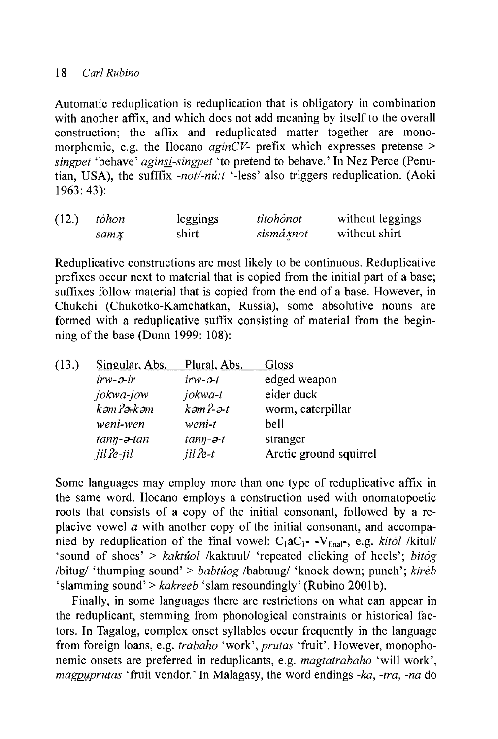Automatic reduplication is reduplication that is obligatory in combination with another affix, and which does not add meaning by itself to the overall construction; the affix and reduplicated matter together are monomorphemic, e.g. the Ilocano *aginCV-* prefix which expresses pretense > *singpet* 'behave' *agin<u>si</u>-singpet* 'to pretend to behave.' In Nez Perce (Penutian, USA), the sufffix *-not/-nú:t* '-less' also triggers reduplication. (Aoki 1963: 43):

| (12.) | *tòhon* | leggings | *titohònot* | without leggings |
|---|---|---|---|---|
| | *samx̨* | shirt | *sismáx̨not* | without shirt |

Reduplicative constructions are most likely to be continuous. Reduplicative prefixes occur next to material that is copied from the initial part of a base; suffixes follow material that is copied from the end of a base. However, in Chukchi (Chukotko-Kamchatkan, Russia), some absolutive nouns are formed with a reduplicative suffix consisting of material from the beginning of the base (Dunn 1999: 108):

| (13.) | Singular, Abs. | Plural, Abs. | Gloss |
|---|---|---|---|
| | *irw-ə-ir* | *irw-ə-t* | edged weapon |
| | *jokwa-jow* | *jokwa-t* | eider duck |
| | *kəmʔə-kəm* | *kəmʔ-ə-t* | worm, caterpillar |
| | *weni-wen* | *weni-t* | bell |
| | *taŋ-ə-tan* | *taŋ-ə-t* | stranger |
| | *jilʔe-jil* | *jilʔe-t* | Arctic ground squirrel |

Some languages may employ more than one type of reduplicative affix in the same word. Ilocano employs a construction used with onomatopoetic roots that consists of a copy of the initial consonant, followed by a replacive vowel *a* with another copy of the initial consonant, and accompanied by reduplication of the final vowel: $C_1aC_1$- -$V_{final}$-, e.g. *kitòl* /kitùl/ 'sound of shoes' > *kaktúol* /kaktuul/ 'repeated clicking of heels'; *bitòg* /bitug/ 'thumping sound' > *babtúog* /babtuug/ 'knock down; punch'; *kirèb* 'slamming sound' > *kakreeb* 'slam resoundingly' (Rubino 2001b).

Finally, in some languages there are restrictions on what can appear in the reduplicant, stemming from phonological constraints or historical factors. In Tagalog, complex onset syllables occur frequently in the language from foreign loans, e.g. *trabaho* 'work', *prutas* 'fruit'. However, monophonemic onsets are preferred in reduplicants, e.g. *magtatrabaho* 'will work', *mag<u>pu</u>prutas* 'fruit vendor.' In Malagasy, the word endings *-ka*, *-tra*, *-na* do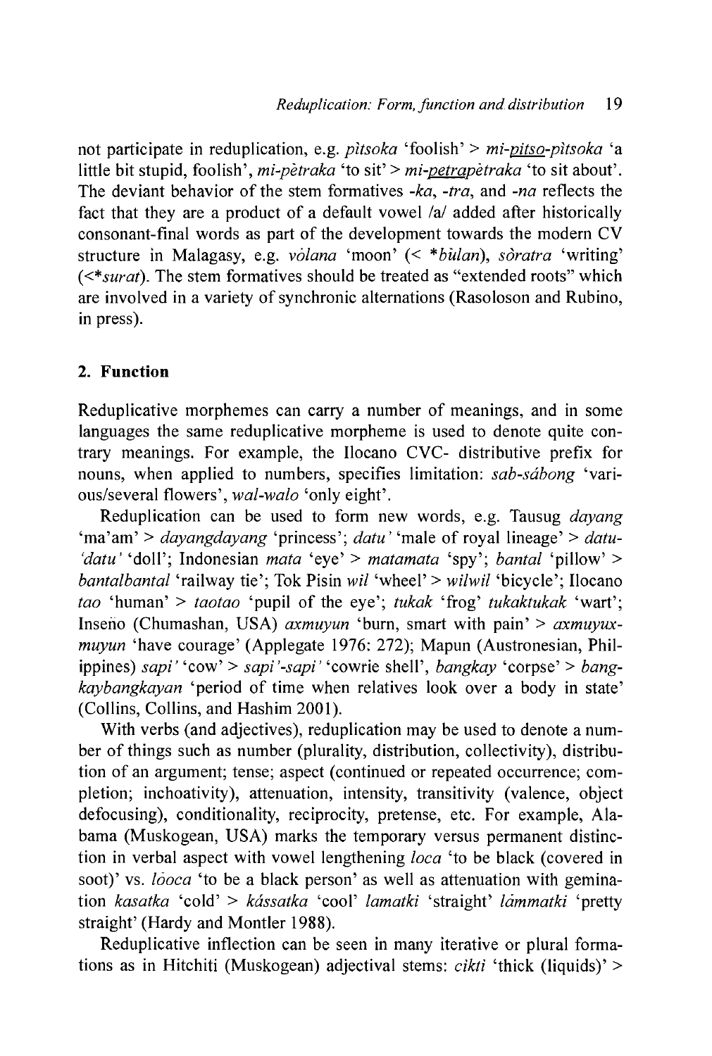not participate in reduplication, e.g. *pìtsoka* 'foolish' > *mi-pitso-pìtsoka* 'a little bit stupid, foolish', *mi-pètraka* 'to sit' > *mi-petrapètraka* 'to sit about'. The deviant behavior of the stem formatives *-ka*, *-tra*, and *-na* reflects the fact that they are a product of a default vowel /a/ added after historically consonant-final words as part of the development towards the modern CV structure in Malagasy, e.g. *vòlana* 'moon' (< **bùlan*), *sòratra* 'writing' (<**surat*). The stem formatives should be treated as "extended roots" which are involved in a variety of synchronic alternations (Rasoloson and Rubino, in press).

## 2. Function

Reduplicative morphemes can carry a number of meanings, and in some languages the same reduplicative morpheme is used to denote quite contrary meanings. For example, the Ilocano CVC- distributive prefix for nouns, when applied to numbers, specifies limitation: *sab-sábong* 'various/several flowers', *wal-walo* 'only eight'.

Reduplication can be used to form new words, e.g. Tausug *dayang* 'ma'am' > *dayangdayang* 'princess'; *datu'* 'male of royal lineage' > *datu-'datu'* 'doll'; Indonesian *mata* 'eye' > *matamata* 'spy'; *bantal* 'pillow' > *bantalbantal* 'railway tie'; Tok Pisin *wil* 'wheel' > *wilwil* 'bicycle'; Ilocano *tao* 'human' > *taotao* 'pupil of the eye'; *tukak* 'frog' *tukaktukak* 'wart'; Inseño (Chumashan, USA) *axmuyun* 'burn, smart with pain' > *axmuyux-muyun* 'have courage' (Applegate 1976: 272); Mapun (Austronesian, Philippines) *sapi'* 'cow' > *sapi'-sapi'* 'cowrie shell', *bangkay* 'corpse' > *bang-kaybangkayan* 'period of time when relatives look over a body in state' (Collins, Collins, and Hashim 2001).

With verbs (and adjectives), reduplication may be used to denote a number of things such as number (plurality, distribution, collectivity), distribution of an argument; tense; aspect (continued or repeated occurrence; completion; inchoativity), attenuation, intensity, transitivity (valence, object defocusing), conditionality, reciprocity, pretense, etc. For example, Alabama (Muskogean, USA) marks the temporary versus permanent distinction in verbal aspect with vowel lengthening *loca* 'to be black (covered in soot)' vs. *lòoca* 'to be a black person' as well as attenuation with gemination *kasatka* 'cold' > *kássatka* 'cool' *lamatki* 'straight' *lámmatki* 'pretty straight' (Hardy and Montler 1988).

Reduplicative inflection can be seen in many iterative or plural formations as in Hitchiti (Muskogean) adjectival stems: *cikti* 'thick (liquids)' >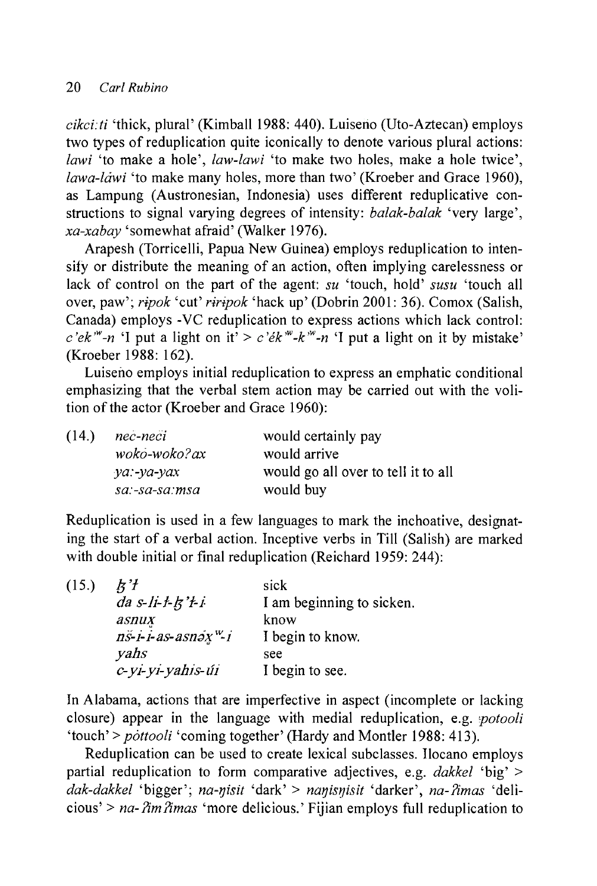*cikci:ti* 'thick, plural' (Kimball 1988: 440). Luiseño (Uto-Aztecan) employs two types of reduplication quite iconically to denote various plural actions: *lawi* 'to make a hole', *law-lawi* 'to make two holes, make a hole twice', *lawa-láwi* 'to make many holes, more than two' (Kroeber and Grace 1960), as Lampung (Austronesian, Indonesia) uses different reduplicative constructions to signal varying degrees of intensity: *balak-balak* 'very large', *xa-xabay* 'somewhat afraid' (Walker 1976).

Arapesh (Torricelli, Papua New Guinea) employs reduplication to intensify or distribute the meaning of an action, often implying carelessness or lack of control on the part of the agent: *su* 'touch, hold' *susu* 'touch all over, paw'; *ripok* 'cut' *riripok* 'hack up' (Dobrin 2001: 36). Comox (Salish, Canada) employs -VC reduplication to express actions which lack control: *c'ekʷ-n* 'I put a light on it' > *c'ékʷ-kʷ-n* 'I put a light on it by mistake' (Kroeber 1988: 162).

Luiseño employs initial reduplication to express an emphatic conditional emphasizing that the verbal stem action may be carried out with the volition of the actor (Kroeber and Grace 1960):

| (14.) | *neč-neči* | would certainly pay |
|---|---|---|
| | *wokó-woko?ax* | would arrive |
| | *ya:-ya-yax* | would go all over to tell it to all |
| | *sa:-sa-sa:msa* | would buy |

Reduplication is used in a few languages to mark the inchoative, designating the start of a verbal action. Inceptive verbs in Till (Salish) are marked with double initial or final reduplication (Reichard 1959: 244):

| (15.) | *ƛ'ł* | sick |
|---|---|---|
| | *da s-li-ł-ƛ'ł-i* | I am beginning to sicken. |
| | *asnux̣* | know |
| | *nš-i-i-as-asnəx̣ʷ-i* | I begin to know. |
| | *yahs* | see |
| | *c-yi-yi-yahis-úi* | I begin to see. |

In Alabama, actions that are imperfective in aspect (incomplete or lacking closure) appear in the language with medial reduplication, e.g. *potooli* 'touch' > *póttooli* 'coming together' (Hardy and Montler 1988: 413).

Reduplication can be used to create lexical subclasses. Ilocano employs partial reduplication to form comparative adjectives, e.g. *dakkel* 'big' > *dak-dakkel* 'bigger'; *na-ŋisit* 'dark' > *naŋisŋisit* 'darker', *na-ʔimas* 'delicious' > *na-ʔimʔimas* 'more delicious.' Fijian employs full reduplication to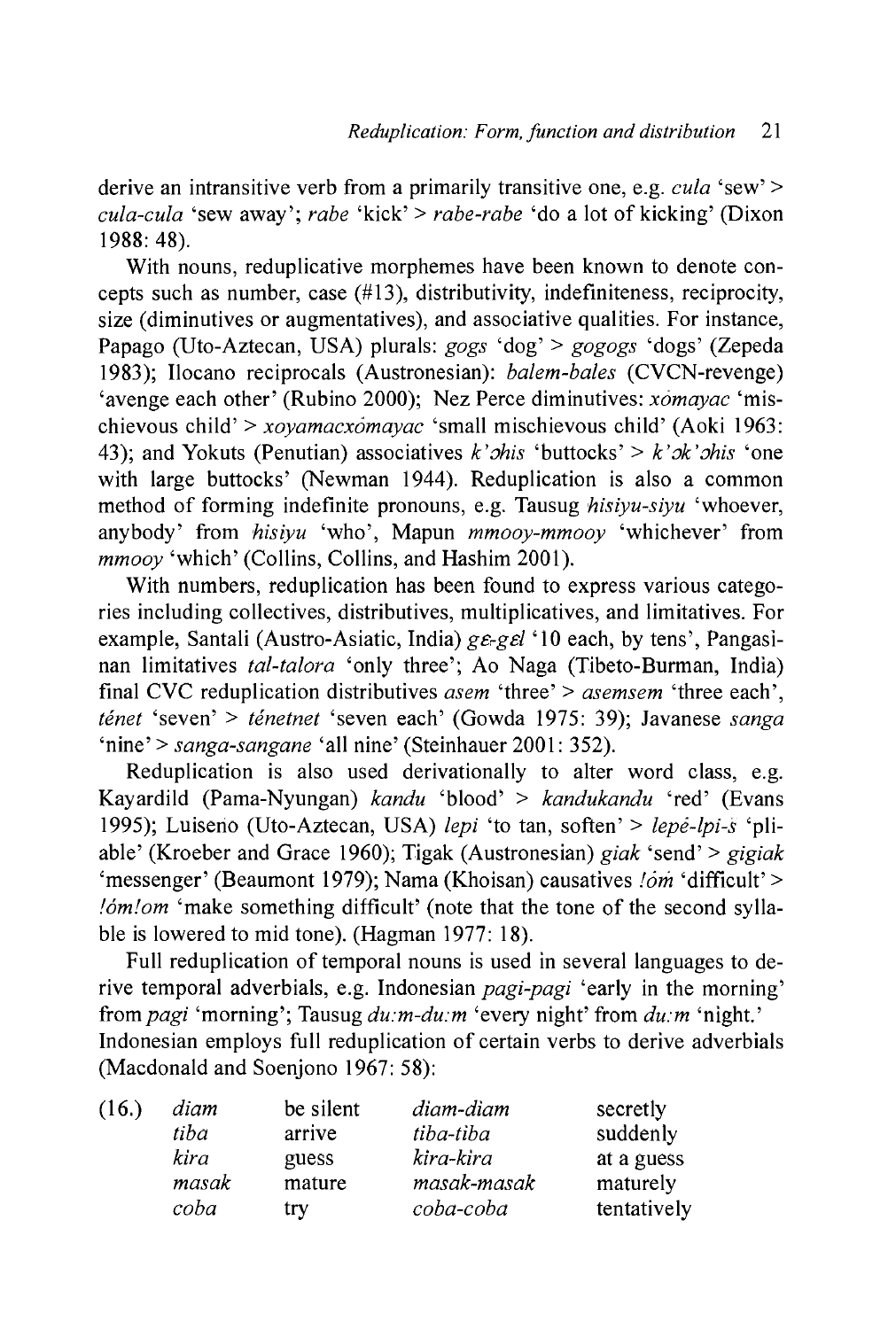derive an intransitive verb from a primarily transitive one, e.g. *cula* 'sew' > *cula-cula* 'sew away'; *rabe* 'kick' > *rabe-rabe* 'do a lot of kicking' (Dixon 1988: 48).

With nouns, reduplicative morphemes have been known to denote concepts such as number, case (#13), distributivity, indefiniteness, reciprocity, size (diminutives or augmentatives), and associative qualities. For instance, Papago (Uto-Aztecan, USA) plurals: *gogs* 'dog' > *gogogs* 'dogs' (Zepeda 1983); Ilocano reciprocals (Austronesian): *balem-bales* (CVCN-revenge) 'avenge each other' (Rubino 2000); Nez Perce diminutives: *xòmayac* 'mischievous child' > *xoyamacxòmayac* 'small mischievous child' (Aoki 1963: 43); and Yokuts (Penutian) associatives *k'ɔhis* 'buttocks' > *k'ɔk'ɔhis* 'one with large buttocks' (Newman 1944). Reduplication is also a common method of forming indefinite pronouns, e.g. Tausug *hisiyu-siyu* 'whoever, anybody' from *hisiyu* 'who', Mapun *mmooy-mmooy* 'whichever' from *mmooy* 'which' (Collins, Collins, and Hashim 2001).

With numbers, reduplication has been found to express various categories including collectives, distributives, multiplicatives, and limitatives. For example, Santali (Austro-Asiatic, India) *gɛ-gɛl* '10 each, by tens', Pangasinan limitatives *tal-talora* 'only three'; Ao Naga (Tibeto-Burman, India) final CVC reduplication distributives *asem* 'three' > *asemsem* 'three each', *ténet* 'seven' > *ténetnet* 'seven each' (Gowda 1975: 39); Javanese *sanga* 'nine' > *sanga-sangane* 'all nine' (Steinhauer 2001: 352).

Reduplication is also used derivationally to alter word class, e.g. Kayardild (Pama-Nyungan) *kandu* 'blood' > *kandukandu* 'red' (Evans 1995); Luiseño (Uto-Aztecan, USA) *lepi* 'to tan, soften' > *lepė-lpi-š* 'pliable' (Kroeber and Grace 1960); Tigak (Austronesian) *giak* 'send' > *gigiak* 'messenger' (Beaumont 1979); Nama (Khoisan) causatives *!óm* 'difficult' > *!óm!om* 'make something difficult' (note that the tone of the second syllable is lowered to mid tone). (Hagman 1977: 18).

Full reduplication of temporal nouns is used in several languages to derive temporal adverbials, e.g. Indonesian *pagi-pagi* 'early in the morning' from *pagi* 'morning'; Tausug *du:m-du:m* 'every night' from *du:m* 'night.' Indonesian employs full reduplication of certain verbs to derive adverbials (Macdonald and Soenjono 1967: 58):

| (16.) | | | | |
|---|---|---|---|---|
| | *diam* | be silent | *diam-diam* | secretly |
| | *tiba* | arrive | *tiba-tiba* | suddenly |
| | *kira* | guess | *kira-kira* | at a guess |
| | *masak* | mature | *masak-masak* | maturely |
| | *coba* | try | *coba-coba* | tentatively |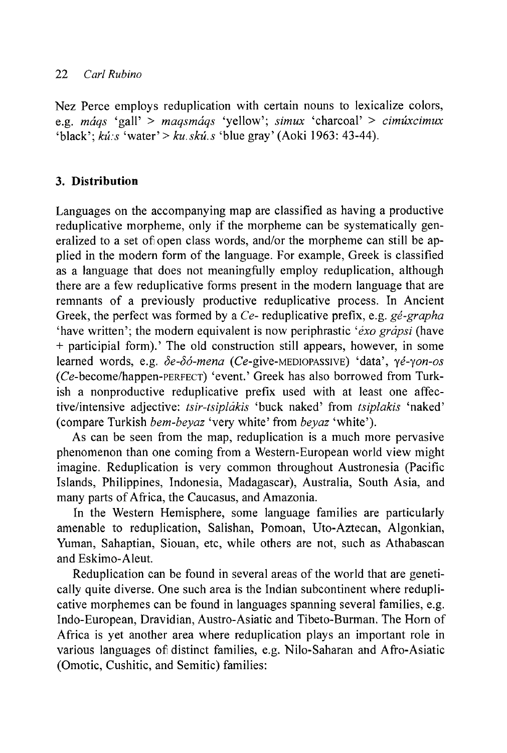Nez Perce employs reduplication with certain nouns to lexicalize colors, e.g. *máqs* 'gall' > *maqsmáqs* 'yellow'; *simux* 'charcoal' > *cimúxcimux* 'black'; *kú:s* 'water' > *ku.skú.s* 'blue gray' (Aoki 1963: 43-44).

## 3. Distribution

Languages on the accompanying map are classified as having a productive reduplicative morpheme, only if the morpheme can be systematically generalized to a set of open class words, and/or the morpheme can still be applied in the modern form of the language. For example, Greek is classified as a language that does not meaningfully employ reduplication, although there are a few reduplicative forms present in the modern language that are remnants of a previously productive reduplicative process. In Ancient Greek, the perfect was formed by a *Ce-* reduplicative prefix, e.g. *gé-grapha* 'have written'; the modern equivalent is now periphrastic *'éxo grápsi* (have + participial form).' The old construction still appears, however, in some learned words, e.g. *δe-δó-mena* (*Ce*-give-MEDIOPASSIVE) 'data', *γé-γon-os* (*Ce*-become/happen-PERFECT) 'event.' Greek has also borrowed from Turkish a nonproductive reduplicative prefix used with at least one affective/intensive adjective: *tsir-tsiplákis* 'buck naked' from *tsiplakis* 'naked' (compare Turkish *bem-beyaz* 'very white' from *beyaz* 'white').

As can be seen from the map, reduplication is a much more pervasive phenomenon than one coming from a Western-European world view might imagine. Reduplication is very common throughout Austronesia (Pacific Islands, Philippines, Indonesia, Madagascar), Australia, South Asia, and many parts of Africa, the Caucasus, and Amazonia.

In the Western Hemisphere, some language families are particularly amenable to reduplication, Salishan, Pomoan, Uto-Aztecan, Algonkian, Yuman, Sahaptian, Siouan, etc, while others are not, such as Athabascan and Eskimo-Aleut.

Reduplication can be found in several areas of the world that are genetically quite diverse. One such area is the Indian subcontinent where reduplicative morphemes can be found in languages spanning several families, e.g. Indo-European, Dravidian, Austro-Asiatic and Tibeto-Burman. The Horn of Africa is yet another area where reduplication plays an important role in various languages of distinct families, e.g. Nilo-Saharan and Afro-Asiatic (Omotic, Cushitic, and Semitic) families: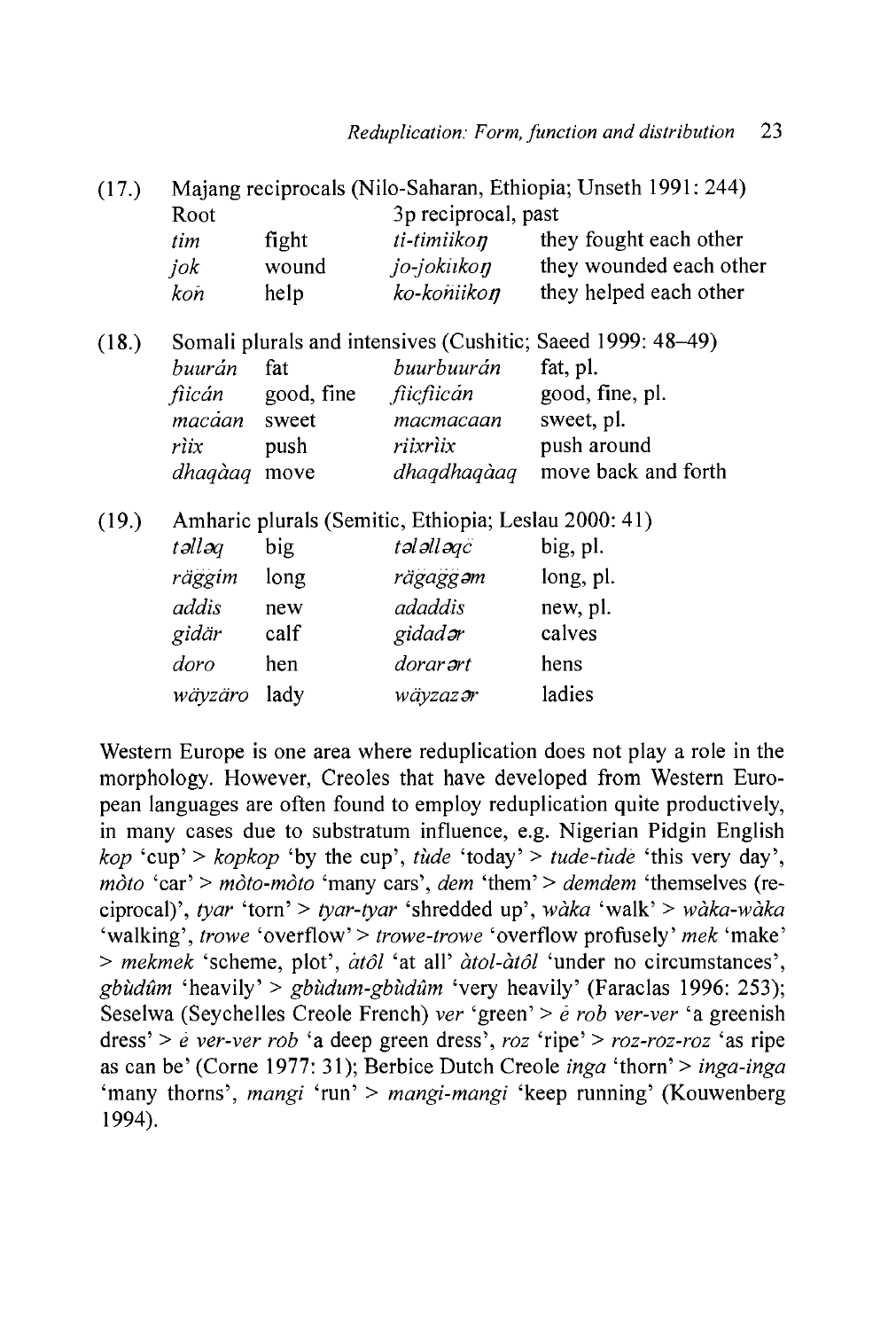(17.) Majang reciprocals (Nilo-Saharan, Ethiopia; Unseth 1991: 244)

| Root | | 3p reciprocal, past | |
|---|---|---|---|
| *tim* | fight | *ti-timiikoŋ* | they fought each other |
| *jok* | wound | *jo-jokiikoŋ* | they wounded each other |
| *koň* | help | *ko-koňiikoŋ* | they helped each other |

(18.) Somali plurals and intensives (Cushitic; Saeed 1999: 48–49)

| | | | |
|---|---|---|---|
| *buurán* | fat | *buurbuurán* | fat, pl. |
| *fiicán* | good, fine | *fiicfiicán* | good, fine, pl. |
| *macáan* | sweet | *macmacaan* | sweet, pl. |
| *riix* | push | *riixriix* | push around |
| *dhaqàaq* | move | *dhaqdhaqàaq* | move back and forth |

(19.) Amharic plurals (Semitic, Ethiopia; Leslau 2000: 41)

| | | | |
|---|---|---|---|
| *təlləq* | big | *tələlləqč* | big, pl. |
| *räggim* | long | *rägaggəm* | long, pl. |
| *addis* | new | *adaddis* | new, pl. |
| *gidär* | calf | *gidadər* | calves |
| *doro* | hen | *dorarərt* | hens |
| *wäyzäro* | lady | *wäyzazər* | ladies |

Western Europe is one area where reduplication does not play a role in the morphology. However, Creoles that have developed from Western European languages are often found to employ reduplication quite productively, in many cases due to substratum influence, e.g. Nigerian Pidgin English *kop* 'cup' > *kopkop* 'by the cup', *tùde* 'today' > *tude-tùde* 'this very day', *mòto* 'car' > *mòto-mòto* 'many cars', *dem* 'them' > *demdem* 'themselves (reciprocal)', *tyar* 'torn' > *tyar-tyar* 'shredded up', *wàka* 'walk' > *wàka-wàka* 'walking', *trowe* 'overflow' > *trowe-trowe* 'overflow profusely' *mek* 'make' > *mekmek* 'scheme, plot', *àtôl* 'at all' *àtol-àtôl* 'under no circumstances', *gbùdûm* 'heavily' > *gbùdum-gbùdûm* 'very heavily' (Faraclas 1996: 253); Seselwa (Seychelles Creole French) *ver* 'green' > *ė rob ver-ver* 'a greenish dress' > *ė ver-ver rob* 'a deep green dress', *roz* 'ripe' > *roz-roz-roz* 'as ripe as can be' (Corne 1977: 31); Berbice Dutch Creole *inga* 'thorn' > *inga-inga* 'many thorns', *mangi* 'run' > *mangi-mangi* 'keep running' (Kouwenberg 1994).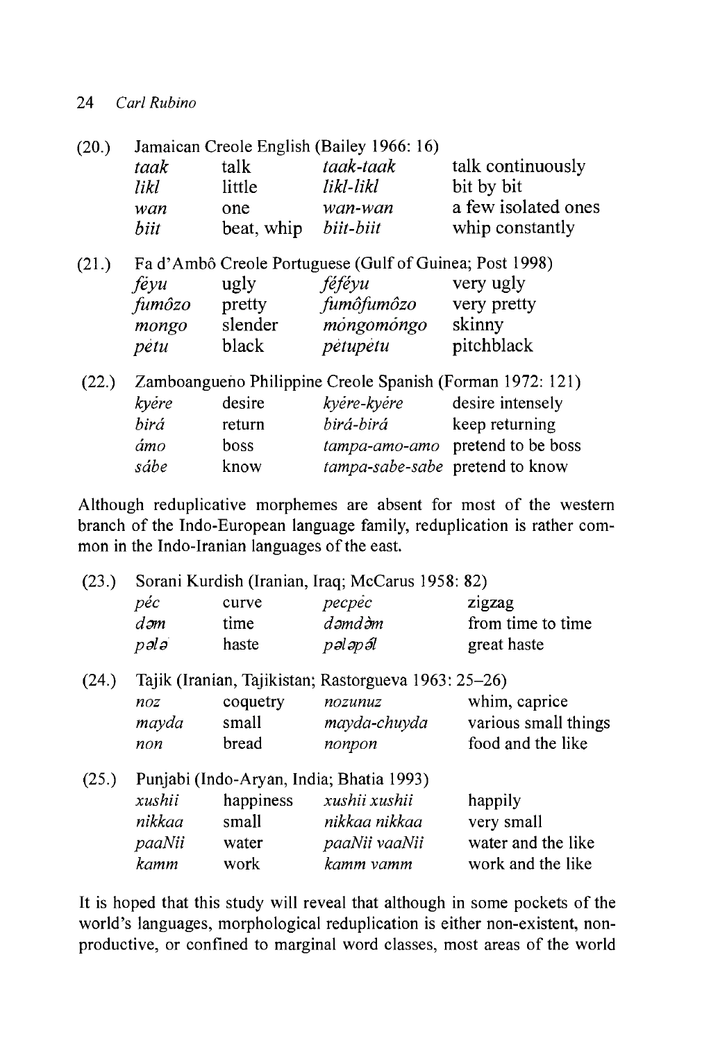(20.) Jamaican Creole English (Bailey 1966: 16)

| | | | |
|---|---|---|---|
| *taak* | talk | *taak-taak* | talk continuously |
| *likl* | little | *likl-likl* | bit by bit |
| *wan* | one | *wan-wan* | a few isolated ones |
| *biit* | beat, whip | *biit-biit* | whip constantly |

(21.) Fa d'Ambô Creole Portuguese (Gulf of Guinea; Post 1998)

| | | | |
|---|---|---|---|
| *féyu* | ugly | *féféyu* | very ugly |
| *fumôzo* | pretty | *fumôfumôzo* | very pretty |
| *mongo* | slender | *móngomóngo* | skinny |
| *pètu* | black | *pètupètu* | pitchblack |

(22.) Zamboangueño Philippine Creole Spanish (Forman 1972: 121)

| | | | |
|---|---|---|---|
| *kyére* | desire | *kyére-kyére* | desire intensely |
| *birá* | return | *birá-birá* | keep returning |
| *ámo* | boss | *tampa-amo-amo* | pretend to be boss |
| *sábe* | know | *tampa-sabe-sabe* | pretend to know |

Although reduplicative morphemes are absent for most of the western branch of the Indo-European language family, reduplication is rather common in the Indo-Iranian languages of the east.

(23.) Sorani Kurdish (Iranian, Iraq; McCarus 1958: 82)

| | | | |
|---|---|---|---|
| *péc* | curve | *pecpéc* | zigzag |
| *dəm* | time | *dəmdə̀m* | from time to time |
| *pələ́* | haste | *pələpə́l* | great haste |

(24.) Tajik (Iranian, Tajikistan; Rastorgueva 1963: 25–26)

| | | | |
|---|---|---|---|
| *noz* | coquetry | *nozunuz* | whim, caprice |
| *mayda* | small | *mayda-chuyda* | various small things |
| *non* | bread | *nonpon* | food and the like |

(25.) Punjabi (Indo-Aryan, India; Bhatia 1993)

| | | | |
|---|---|---|---|
| *xushii* | happiness | *xushii xushii* | happily |
| *nikkaa* | small | *nikkaa nikkaa* | very small |
| *paaNii* | water | *paaNii vaaNii* | water and the like |
| *kamm* | work | *kamm vamm* | work and the like |

It is hoped that this study will reveal that although in some pockets of the world's languages, morphological reduplication is either non-existent, non-productive, or confined to marginal word classes, most areas of the world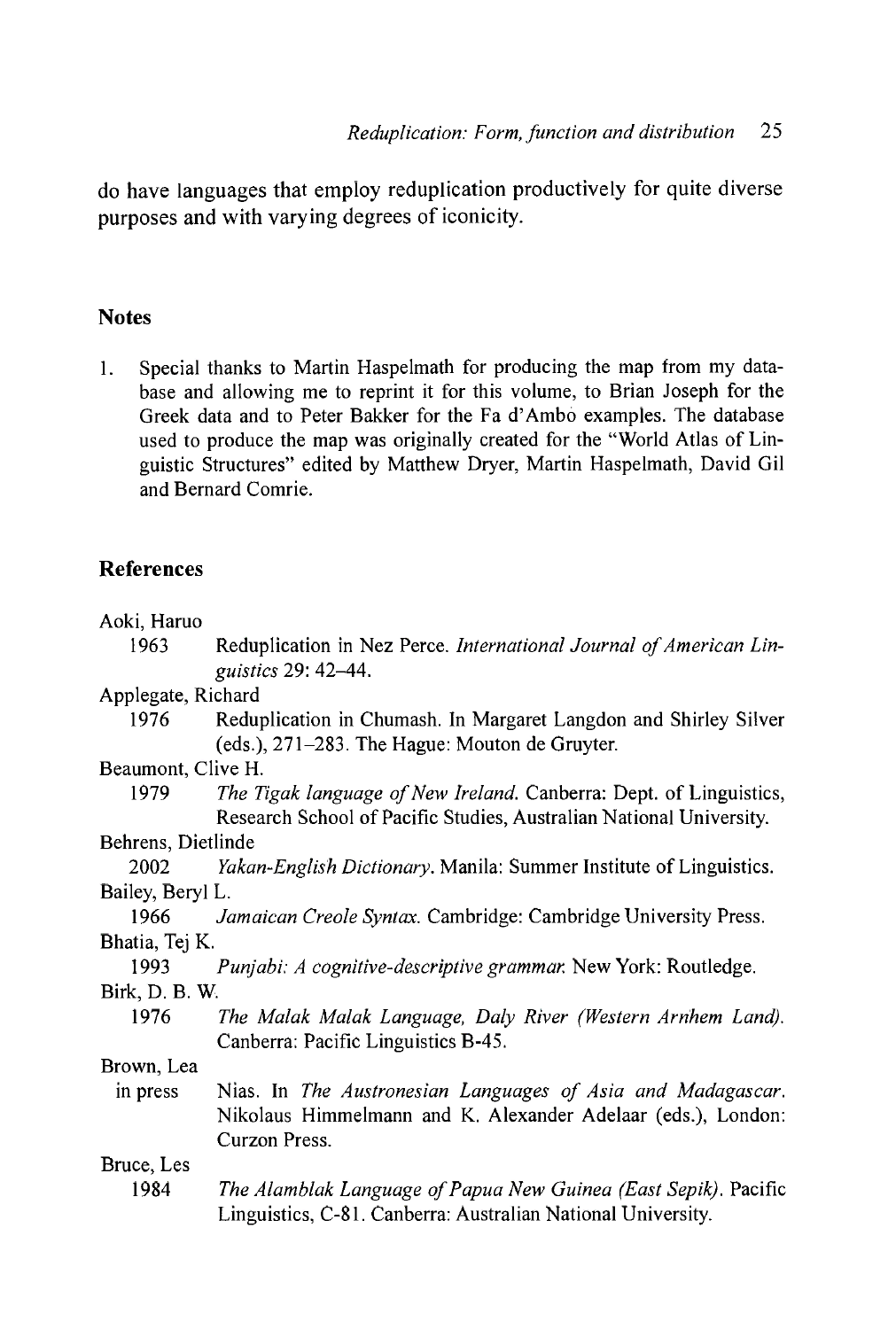do have languages that employ reduplication productively for quite diverse purposes and with varying degrees of iconicity.

## Notes

1. Special thanks to Martin Haspelmath for producing the map from my database and allowing me to reprint it for this volume, to Brian Joseph for the Greek data and to Peter Bakker for the Fa d'Ambò examples. The database used to produce the map was originally created for the "World Atlas of Linguistic Structures" edited by Matthew Dryer, Martin Haspelmath, David Gil and Bernard Comrie.

## References

Aoki, Haruo
: 1963 Reduplication in Nez Perce. *International Journal of American Linguistics* 29: 42–44.

Applegate, Richard
: 1976 Reduplication in Chumash. In Margaret Langdon and Shirley Silver (eds.), 271–283. The Hague: Mouton de Gruyter.

Beaumont, Clive H.
: 1979 *The Tigak language of New Ireland.* Canberra: Dept. of Linguistics, Research School of Pacific Studies, Australian National University.

Behrens, Dietlinde
: 2002 *Yakan-English Dictionary.* Manila: Summer Institute of Linguistics.

Bailey, Beryl L.
: 1966 *Jamaican Creole Syntax.* Cambridge: Cambridge University Press.

Bhatia, Tej K.
: 1993 *Punjabi: A cognitive-descriptive grammar.* New York: Routledge.

Birk, D. B. W.
: 1976 *The Malak Malak Language, Daly River (Western Arnhem Land).* Canberra: Pacific Linguistics B-45.

Brown, Lea
: in press Nias. In *The Austronesian Languages of Asia and Madagascar.* Nikolaus Himmelmann and K. Alexander Adelaar (eds.), London: Curzon Press.

Bruce, Les
: 1984 *The Alamblak Language of Papua New Guinea (East Sepik).* Pacific Linguistics, C-81. Canberra: Australian National University.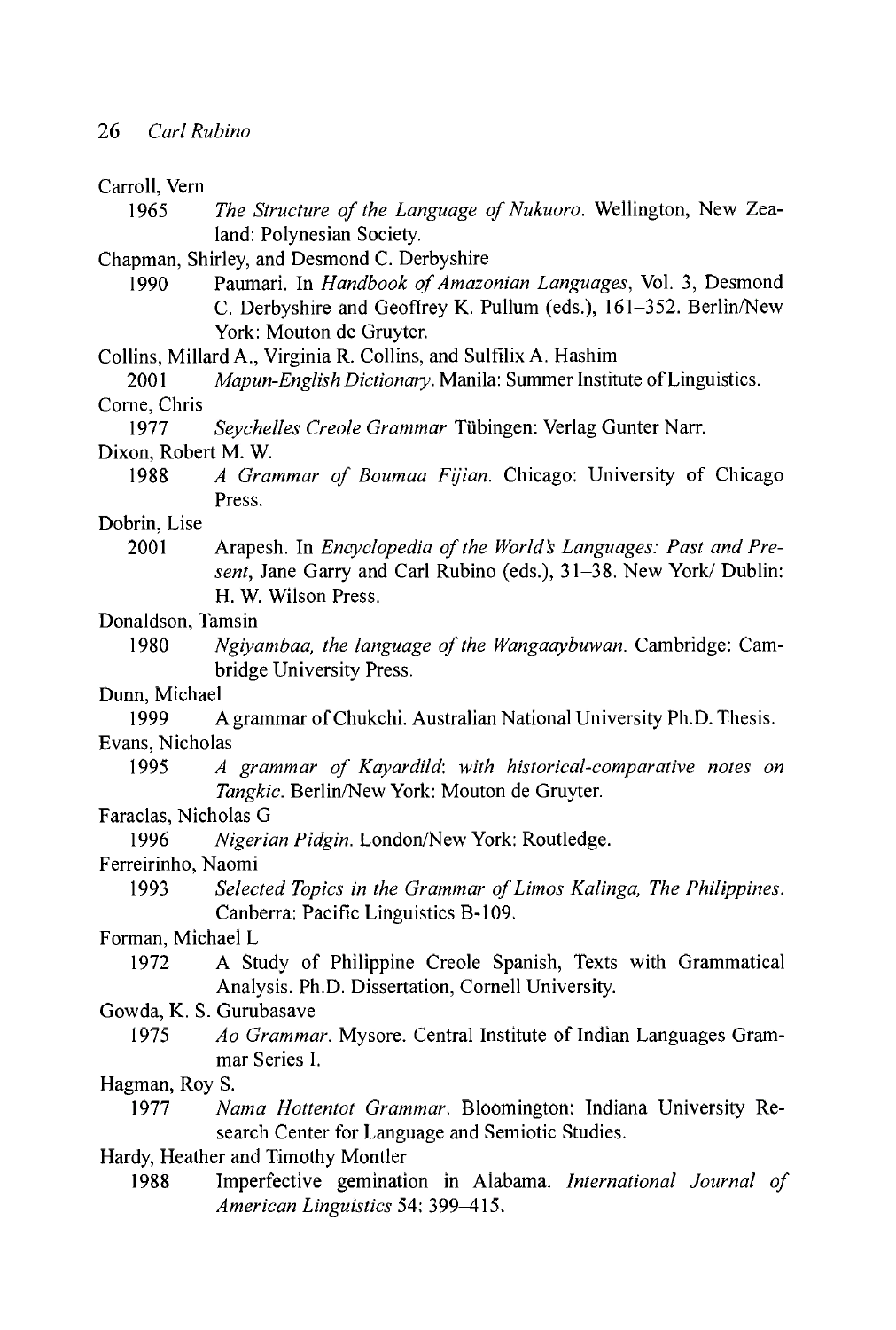Carroll, Vern

1965 *The Structure of the Language of Nukuoro*. Wellington, New Zealand: Polynesian Society.

Chapman, Shirley, and Desmond C. Derbyshire

1990 Paumari. In *Handbook of Amazonian Languages*, Vol. 3, Desmond C. Derbyshire and Geoffrey K. Pullum (eds.), 161–352. Berlin/New York: Mouton de Gruyter.

Collins, Millard A., Virginia R. Collins, and Sulfilix A. Hashim

2001 *Mapun-English Dictionary*. Manila: Summer Institute of Linguistics.

Corne, Chris

1977 *Seychelles Creole Grammar* Tübingen: Verlag Gunter Narr.

Dixon, Robert M. W.

1988 *A Grammar of Boumaa Fijian*. Chicago: University of Chicago Press.

Dobrin, Lise

2001 Arapesh. In *Encyclopedia of the World's Languages: Past and Present*, Jane Garry and Carl Rubino (eds.), 31–38. New York/ Dublin: H. W. Wilson Press.

Donaldson, Tamsin

1980 *Ngiyambaa, the language of the Wangaaybuwan*. Cambridge: Cambridge University Press.

Dunn, Michael

1999 A grammar of Chukchi. Australian National University Ph.D. Thesis.

Evans, Nicholas

1995 *A grammar of Kayardild: with historical-comparative notes on Tangkic*. Berlin/New York: Mouton de Gruyter.

Faraclas, Nicholas G

1996 *Nigerian Pidgin*. London/New York: Routledge.

Ferreirinho, Naomi

1993 *Selected Topics in the Grammar of Limos Kalinga, The Philippines*. Canberra: Pacific Linguistics B-109.

Forman, Michael L

1972 A Study of Philippine Creole Spanish, Texts with Grammatical Analysis. Ph.D. Dissertation, Cornell University.

Gowda, K. S. Gurubasave

1975 *Ao Grammar*. Mysore. Central Institute of Indian Languages Grammar Series I.

Hagman, Roy S.

1977 *Nama Hottentot Grammar*. Bloomington: Indiana University Research Center for Language and Semiotic Studies.

Hardy, Heather and Timothy Montler

1988 Imperfective gemination in Alabama. *International Journal of American Linguistics* 54: 399–415.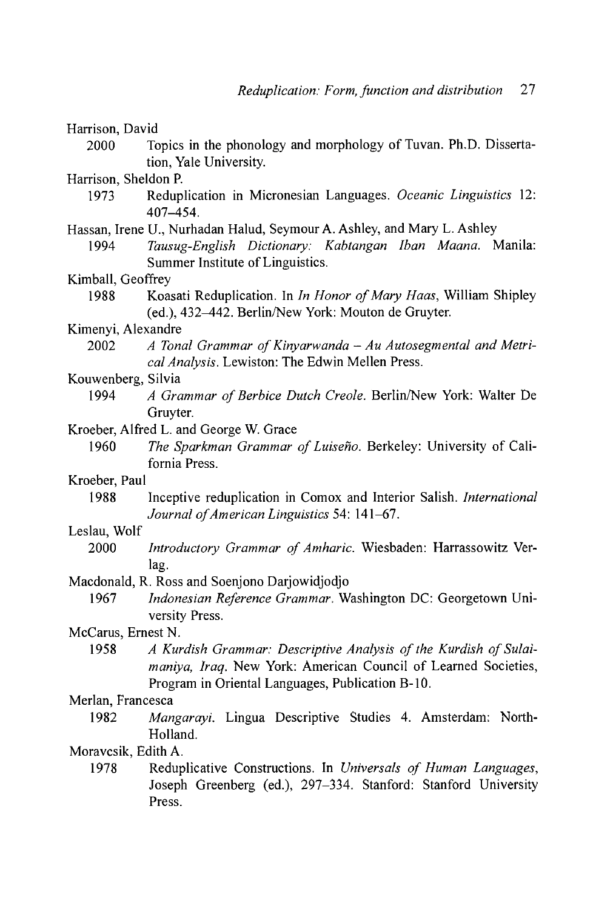Harrison, David

2000 Topics in the phonology and morphology of Tuvan. Ph.D. Dissertation, Yale University.

Harrison, Sheldon P.

1973 Reduplication in Micronesian Languages. *Oceanic Linguistics* 12: 407–454.

Hassan, Irene U., Nurhadan Halud, Seymour A. Ashley, and Mary L. Ashley

1994 *Tausug-English Dictionary: Kabtangan Iban Maana.* Manila: Summer Institute of Linguistics.

Kimball, Geoffrey

1988 Koasati Reduplication. In *In Honor of Mary Haas*, William Shipley (ed.), 432–442. Berlin/New York: Mouton de Gruyter.

Kimenyi, Alexandre

2002 *A Tonal Grammar of Kinyarwanda – Au Autosegmental and Metrical Analysis.* Lewiston: The Edwin Mellen Press.

Kouwenberg, Silvia

1994 *A Grammar of Berbice Dutch Creole.* Berlin/New York: Walter De Gruyter.

Kroeber, Alfred L. and George W. Grace

1960 *The Sparkman Grammar of Luiseño.* Berkeley: University of California Press.

Kroeber, Paul

1988 Inceptive reduplication in Comox and Interior Salish. *International Journal of American Linguistics* 54: 141–67.

Leslau, Wolf

2000 *Introductory Grammar of Amharic.* Wiesbaden: Harrassowitz Verlag.

Macdonald, R. Ross and Soenjono Darjowidjodjo

1967 *Indonesian Reference Grammar.* Washington DC: Georgetown University Press.

McCarus, Ernest N.

1958 *A Kurdish Grammar: Descriptive Analysis of the Kurdish of Sulaimaniya, Iraq.* New York: American Council of Learned Societies, Program in Oriental Languages, Publication B-10.

Merlan, Francesca

1982 *Mangarayi.* Lingua Descriptive Studies 4. Amsterdam: North-Holland.

Moravcsik, Edith A.

1978 Reduplicative Constructions. In *Universals of Human Languages*, Joseph Greenberg (ed.), 297–334. Stanford: Stanford University Press.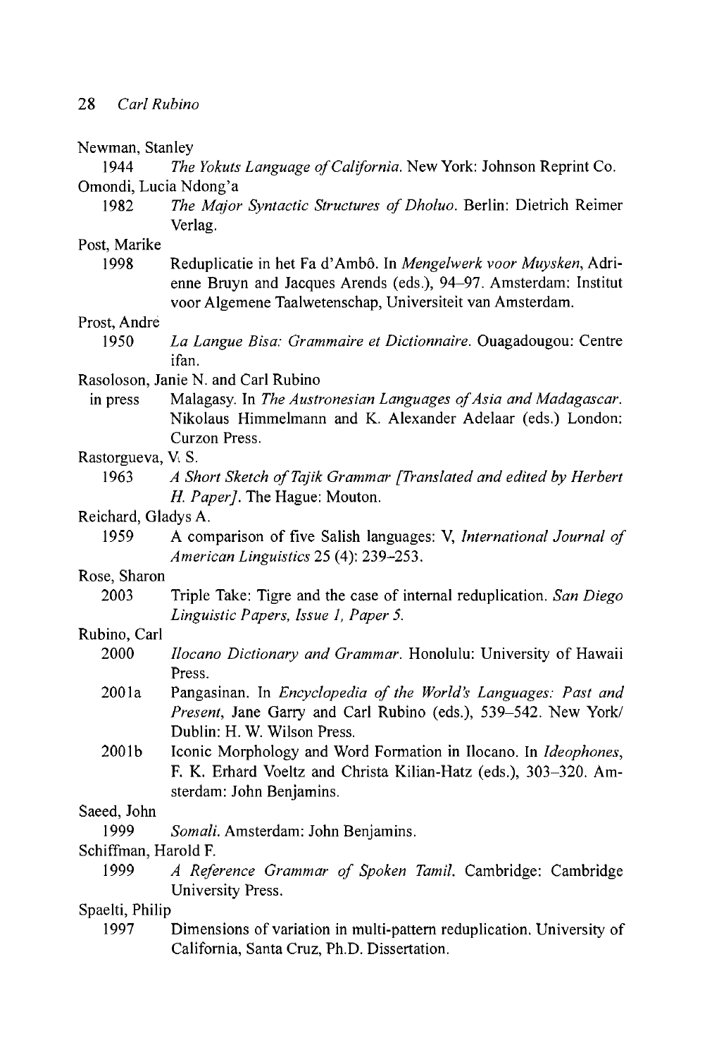Newman, Stanley

1944 *The Yokuts Language of California*. New York: Johnson Reprint Co.

Omondi, Lucia Ndong'a

1982 *The Major Syntactic Structures of Dholuo*. Berlin: Dietrich Reimer Verlag.

Post, Marike

1998 Reduplicatie in het Fa d'Ambô. In *Mengelwerk voor Muysken*, Adrienne Bruyn and Jacques Arends (eds.), 94–97. Amsterdam: Institut voor Algemene Taalwetenschap, Universiteit van Amsterdam.

Prost, André

1950 *La Langue Bisa: Grammaire et Dictionnaire*. Ouagadougou: Centre ifan.

Rasoloson, Janie N. and Carl Rubino

in press Malagasy. In *The Austronesian Languages of Asia and Madagascar*. Nikolaus Himmelmann and K. Alexander Adelaar (eds.) London: Curzon Press.

Rastorgueva, V. S.

1963 *A Short Sketch of Tajik Grammar [Translated and edited by Herbert H. Paper]*. The Hague: Mouton.

Reichard, Gladys A.

1959 A comparison of five Salish languages: V, *International Journal of American Linguistics* 25 (4): 239–253.

Rose, Sharon

2003 Triple Take: Tigre and the case of internal reduplication. *San Diego Linguistic Papers, Issue 1, Paper 5.*

Rubino, Carl

2000 *Ilocano Dictionary and Grammar*. Honolulu: University of Hawaii Press.

2001a Pangasinan. In *Encyclopedia of the World's Languages: Past and Present*, Jane Garry and Carl Rubino (eds.), 539–542. New York/Dublin: H. W. Wilson Press.

2001b Iconic Morphology and Word Formation in Ilocano. In *Ideophones*, F. K. Erhard Voeltz and Christa Kilian-Hatz (eds.), 303–320. Amsterdam: John Benjamins.

Saeed, John

1999 *Somali*. Amsterdam: John Benjamins.

Schiffman, Harold F.

1999 *A Reference Grammar of Spoken Tamil*. Cambridge: Cambridge University Press.

Spaelti, Philip

1997 Dimensions of variation in multi-pattern reduplication. University of California, Santa Cruz, Ph.D. Dissertation.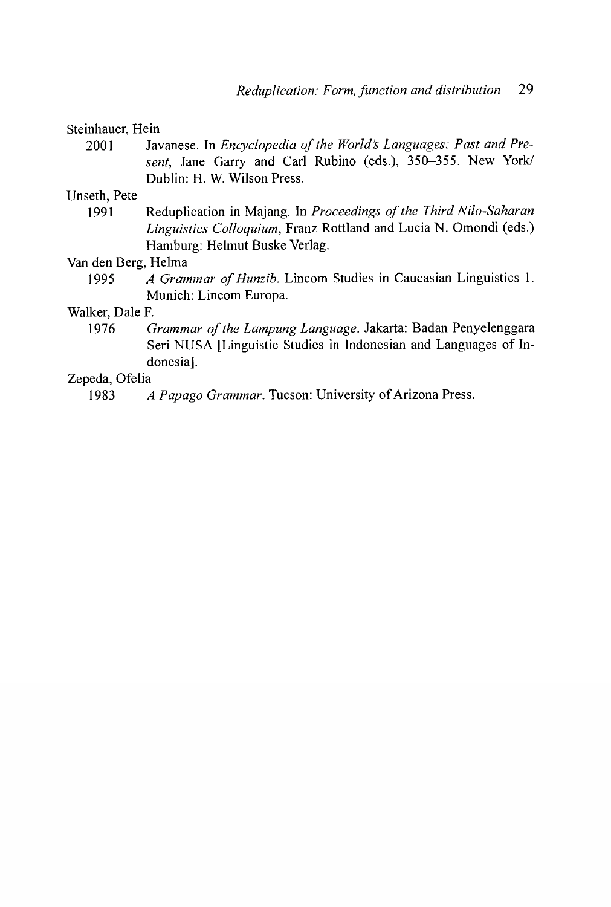Steinhauer, Hein

2001 Javanese. In *Encyclopedia of the World's Languages: Past and Present*, Jane Garry and Carl Rubino (eds.), 350–355. New York/ Dublin: H. W. Wilson Press.

Unseth, Pete

1991 Reduplication in Majang. In *Proceedings of the Third Nilo-Saharan Linguistics Colloquium*, Franz Rottland and Lucia N. Omondi (eds.) Hamburg: Helmut Buske Verlag.

Van den Berg, Helma

1995 *A Grammar of Hunzib*. Lincom Studies in Caucasian Linguistics 1. Munich: Lincom Europa.

Walker, Dale F.

1976 *Grammar of the Lampung Language*. Jakarta: Badan Penyelenggara Seri NUSA [Linguistic Studies in Indonesian and Languages of Indonesia].

Zepeda, Ofelia

1983 *A Papago Grammar*. Tucson: University of Arizona Press.